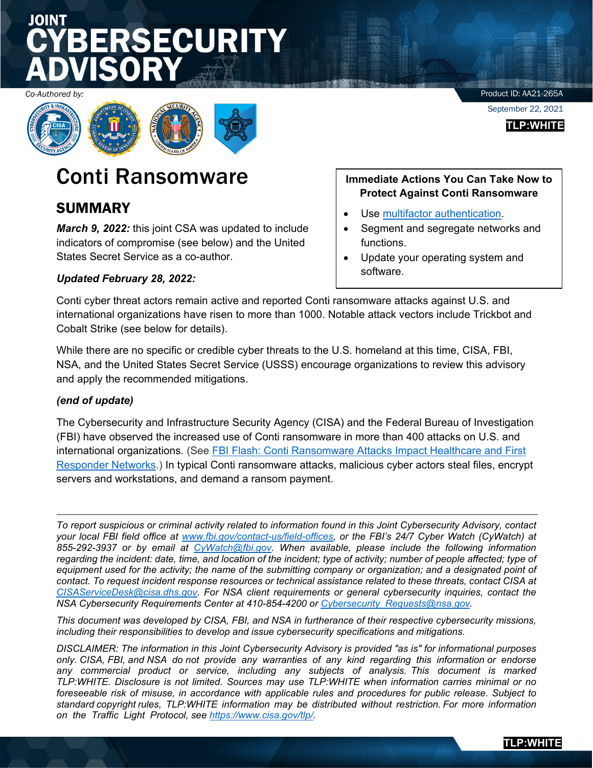# JOINT CYBERSECURITY ADVISORY

*Co-Authored by:*

Product ID: AA21-265A

September 22, 2021

TLP:WHITE

# Conti Ransomware

## SUMMARY

***March 9, 2022:*** this joint CSA was updated to include indicators of compromise (see below) and the United States Secret Service as a co-author.

***Updated February 28, 2022:***

Conti cyber threat actors remain active and reported Conti ransomware attacks against U.S. and international organizations have risen to more than 1000. Notable attack vectors include Trickbot and Cobalt Strike (see below for details).

While there are no specific or credible cyber threats to the U.S. homeland at this time, CISA, FBI, NSA, and the United States Secret Service (USSS) encourage organizations to review this advisory and apply the recommended mitigations.

***(end of update)***

The Cybersecurity and Infrastructure Security Agency (CISA) and the Federal Bureau of Investigation (FBI) have observed the increased use of Conti ransomware in more than 400 attacks on U.S. and international organizations. (See FBI Flash: Conti Ransomware Attacks Impact Healthcare and First Responder Networks.) In typical Conti ransomware attacks, malicious cyber actors steal files, encrypt servers and workstations, and demand a ransom payment.

**Immediate Actions You Can Take Now to Protect Against Conti Ransomware**

- Use multifactor authentication.
- Segment and segregate networks and functions.
- Update your operating system and software.

---

*To report suspicious or criminal activity related to information found in this Joint Cybersecurity Advisory, contact your local FBI field office at www.fbi.gov/contact-us/field-offices, or the FBI's 24/7 Cyber Watch (CyWatch) at 855-292-3937 or by email at CyWatch@fbi.gov. When available, please include the following information regarding the incident: date, time, and location of the incident; type of activity; number of people affected; type of equipment used for the activity; the name of the submitting company or organization; and a designated point of contact. To request incident response resources or technical assistance related to these threats, contact CISA at CISAServiceDesk@cisa.dhs.gov. For NSA client requirements or general cybersecurity inquiries, contact the NSA Cybersecurity Requirements Center at 410-854-4200 or Cybersecurity_Requests@nsa.gov.*

*This document was developed by CISA, FBI, and NSA in furtherance of their respective cybersecurity missions, including their responsibilities to develop and issue cybersecurity specifications and mitigations.*

*DISCLAIMER: The information in this Joint Cybersecurity Advisory is provided "as is" for informational purposes only. CISA, FBI, and NSA do not provide any warranties of any kind regarding this information or endorse any commercial product or service, including any subjects of analysis. This document is marked TLP:WHITE. Disclosure is not limited. Sources may use TLP:WHITE when information carries minimal or no foreseeable risk of misuse, in accordance with applicable rules and procedures for public release. Subject to standard copyright rules, TLP:WHITE information may be distributed without restriction. For more information on the Traffic Light Protocol, see https://www.cisa.gov/tlp/.*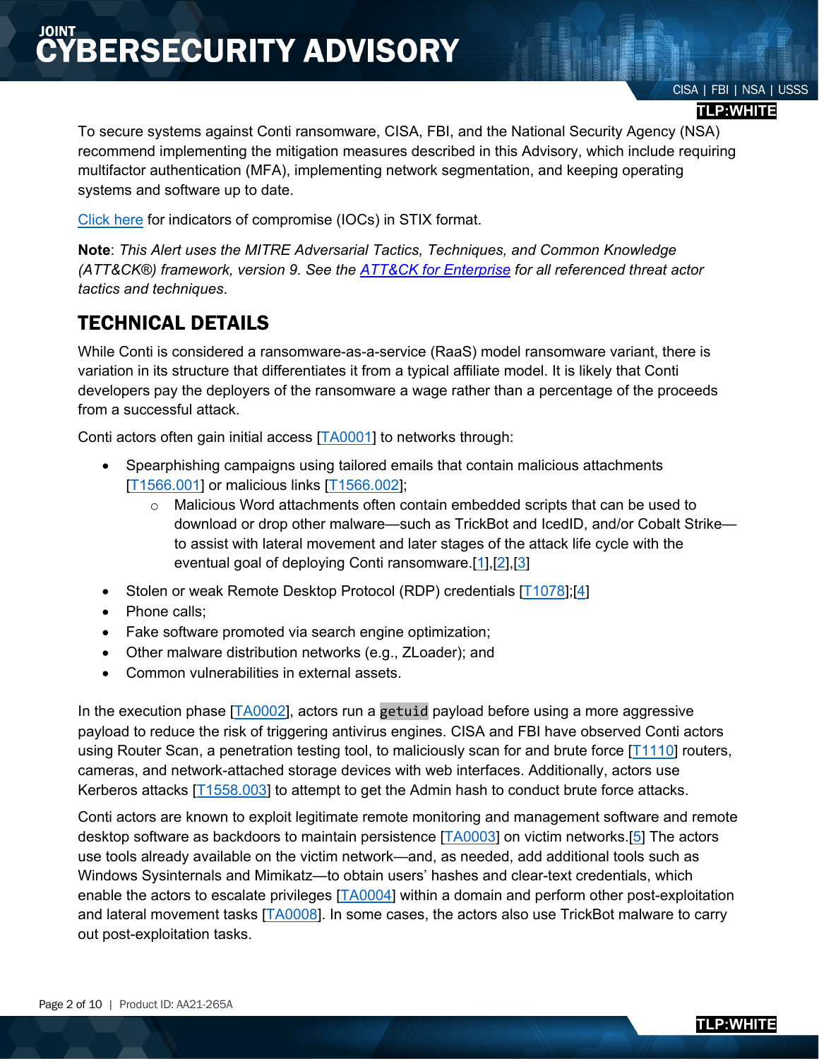To secure systems against Conti ransomware, CISA, FBI, and the National Security Agency (NSA) recommend implementing the mitigation measures described in this Advisory, which include requiring multifactor authentication (MFA), implementing network segmentation, and keeping operating systems and software up to date.

Click here for indicators of compromise (IOCs) in STIX format.

**Note**: *This Alert uses the MITRE Adversarial Tactics, Techniques, and Common Knowledge (ATT&CK®) framework, version 9. See the ATT&CK for Enterprise for all referenced threat actor tactics and techniques*.

## TECHNICAL DETAILS

While Conti is considered a ransomware-as-a-service (RaaS) model ransomware variant, there is variation in its structure that differentiates it from a typical affiliate model. It is likely that Conti developers pay the deployers of the ransomware a wage rather than a percentage of the proceeds from a successful attack.

Conti actors often gain initial access [TA0001] to networks through:

- Spearphishing campaigns using tailored emails that contain malicious attachments [T1566.001] or malicious links [T1566.002];
  - Malicious Word attachments often contain embedded scripts that can be used to download or drop other malware—such as TrickBot and IcedID, and/or Cobalt Strike—to assist with lateral movement and later stages of the attack life cycle with the eventual goal of deploying Conti ransomware.[1],[2],[3]
- Stolen or weak Remote Desktop Protocol (RDP) credentials [T1078];[4]
- Phone calls;
- Fake software promoted via search engine optimization;
- Other malware distribution networks (e.g., ZLoader); and
- Common vulnerabilities in external assets.

In the execution phase [TA0002], actors run a `getuid` payload before using a more aggressive payload to reduce the risk of triggering antivirus engines. CISA and FBI have observed Conti actors using Router Scan, a penetration testing tool, to maliciously scan for and brute force [T1110] routers, cameras, and network-attached storage devices with web interfaces. Additionally, actors use Kerberos attacks [T1558.003] to attempt to get the Admin hash to conduct brute force attacks.

Conti actors are known to exploit legitimate remote monitoring and management software and remote desktop software as backdoors to maintain persistence [TA0003] on victim networks.[5] The actors use tools already available on the victim network—and, as needed, add additional tools such as Windows Sysinternals and Mimikatz—to obtain users' hashes and clear-text credentials, which enable the actors to escalate privileges [TA0004] within a domain and perform other post-exploitation and lateral movement tasks [TA0008]. In some cases, the actors also use TrickBot malware to carry out post-exploitation tasks.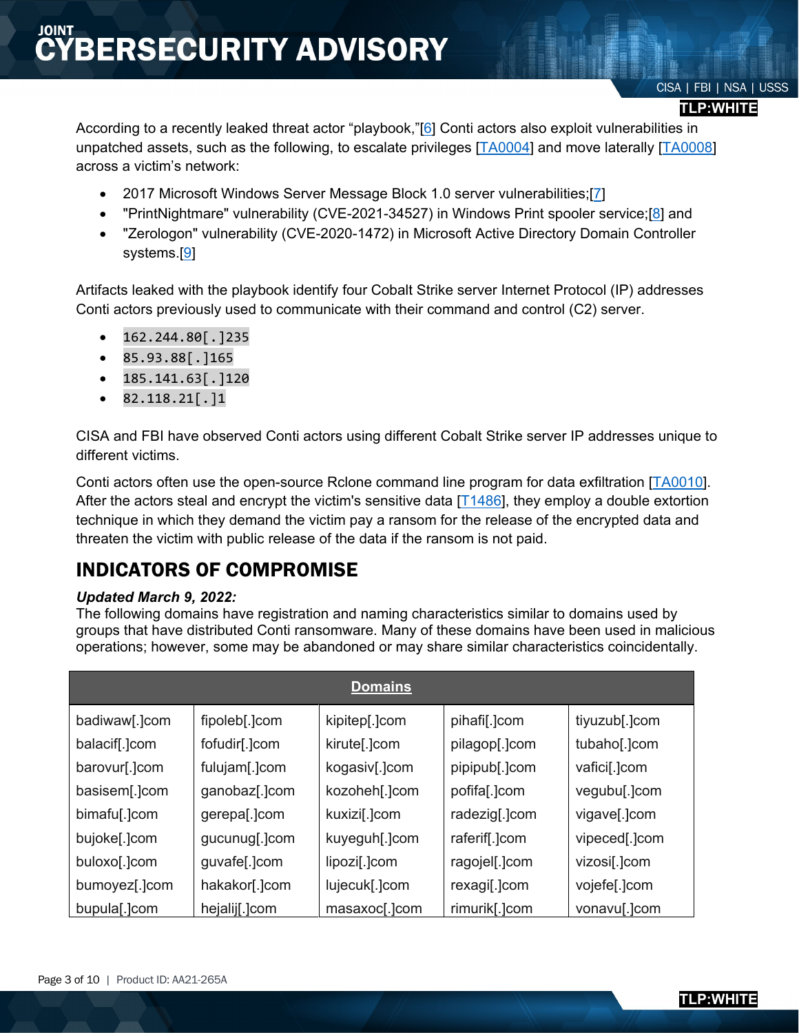According to a recently leaked threat actor "playbook,"[6] Conti actors also exploit vulnerabilities in unpatched assets, such as the following, to escalate privileges [TA0004] and move laterally [TA0008] across a victim's network:

- 2017 Microsoft Windows Server Message Block 1.0 server vulnerabilities;[7]
- "PrintNightmare" vulnerability (CVE-2021-34527) in Windows Print spooler service;[8] and
- "Zerologon" vulnerability (CVE-2020-1472) in Microsoft Active Directory Domain Controller systems.[9]

Artifacts leaked with the playbook identify four Cobalt Strike server Internet Protocol (IP) addresses Conti actors previously used to communicate with their command and control (C2) server.

- `162.244.80[.]235`
- `85.93.88[.]165`
- `185.141.63[.]120`
- `82.118.21[.]1`

CISA and FBI have observed Conti actors using different Cobalt Strike server IP addresses unique to different victims.

Conti actors often use the open-source Rclone command line program for data exfiltration [TA0010]. After the actors steal and encrypt the victim's sensitive data [T1486], they employ a double extortion technique in which they demand the victim pay a ransom for the release of the encrypted data and threaten the victim with public release of the data if the ransom is not paid.

## INDICATORS OF COMPROMISE

***Updated March 9, 2022:***
The following domains have registration and naming characteristics similar to domains used by groups that have distributed Conti ransomware. Many of these domains have been used in malicious operations; however, some may be abandoned or may share similar characteristics coincidentally.

| Domains | | | | |
|---|---|---|---|---|
| badiwaw[.]com | fipoleb[.]com | kipitep[.]com | pihafi[.]com | tiyuzub[.]com |
| balacif[.]com | fofudir[.]com | kirute[.]com | pilagop[.]com | tubaho[.]com |
| barovur[.]com | fulujam[.]com | kogasiv[.]com | pipipub[.]com | vafici[.]com |
| basisem[.]com | ganobaz[.]com | kozoheh[.]com | pofifa[.]com | vegubu[.]com |
| bimafu[.]com | gerepa[.]com | kuxizi[.]com | radezig[.]com | vigave[.]com |
| bujoke[.]com | gucunug[.]com | kuyeguh[.]com | raferif[.]com | viceced[.]com |
| buloxo[.]com | guvafe[.]com | lipozi[.]com | ragojel[.]com | vizosi[.]com |
| bumoyez[.]com | hakakor[.]com | lujecuk[.]com | rexagi[.]com | vojefe[.]com |
| bupula[.]com | hejalij[.]com | masaxoc[.]com | rimurik[.]com | vonavu[.]com |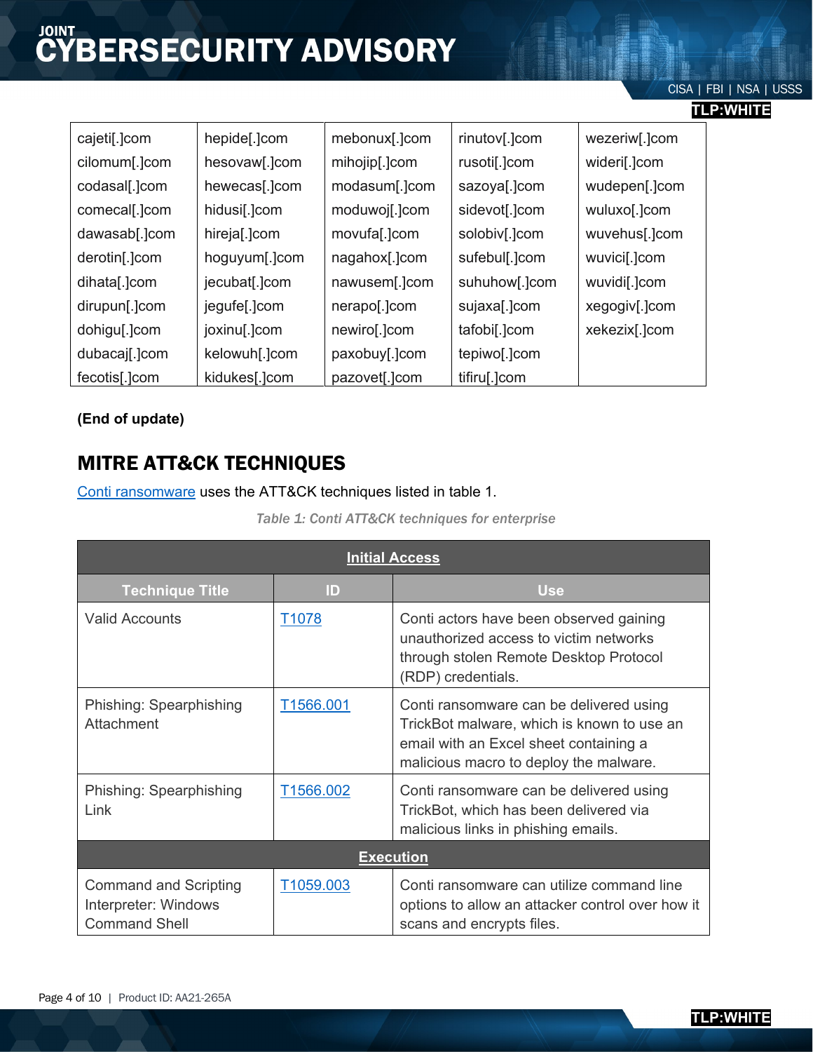| | | | | |
|---|---|---|---|---|
| cajeti[.]com | hepide[.]com | mebonux[.]com | rinutov[.]com | wezeriw[.]com |
| cilomum[.]com | hesovaw[.]com | mihojip[.]com | rusoti[.]com | wideri[.]com |
| codasal[.]com | hewecas[.]com | modasum[.]com | sazoya[.]com | wudepen[.]com |
| comecal[.]com | hidusi[.]com | moduwoj[.]com | sidevot[.]com | wuluxo[.]com |
| dawasab[.]com | hireja[.]com | movufa[.]com | solobiv[.]com | wuvehus[.]com |
| derotin[.]com | hoguyum[.]com | nagahox[.]com | sufebul[.]com | wuvici[.]com |
| dihata[.]com | jecubat[.]com | nawusem[.]com | suhuhow[.]com | wuvidi[.]com |
| dirupun[.]com | jegufe[.]com | nerapo[.]com | sujaxa[.]com | xegogiv[.]com |
| dohigu[.]com | joxinu[.]com | newiro[.]com | tafobi[.]com | xekezix[.]com |
| dubacaj[.]com | kelowuh[.]com | paxobuy[.]com | tepiwo[.]com | |
| fecotis[.]com | kidukes[.]com | pazovet[.]com | tifiru[.]com | |

**(End of update)**

## MITRE ATT&CK TECHNIQUES

Conti ransomware uses the ATT&CK techniques listed in table 1.

*Table 1: Conti ATT&CK techniques for enterprise*

| Technique Title | ID | Use |
|---|---|---|
| **Initial Access** | | |
| Valid Accounts | T1078 | Conti actors have been observed gaining unauthorized access to victim networks through stolen Remote Desktop Protocol (RDP) credentials. |
| Phishing: Spearphishing Attachment | T1566.001 | Conti ransomware can be delivered using TrickBot malware, which is known to use an email with an Excel sheet containing a malicious macro to deploy the malware. |
| Phishing: Spearphishing Link | T1566.002 | Conti ransomware can be delivered using TrickBot, which has been delivered via malicious links in phishing emails. |
| **Execution** | | |
| Command and Scripting Interpreter: Windows Command Shell | T1059.003 | Conti ransomware can utilize command line options to allow an attacker control over how it scans and encrypts files. |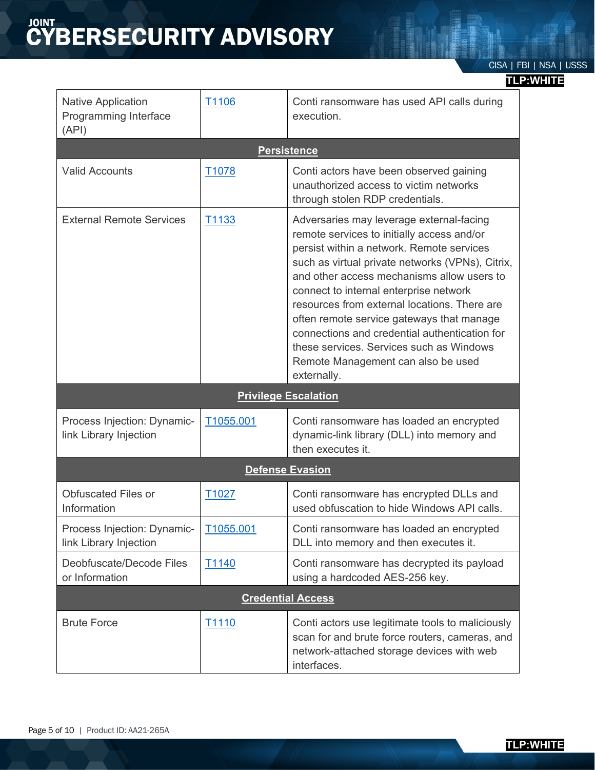| | | |
|---|---|---|
| Native Application Programming Interface (API) | [T1106](#) | Conti ransomware has used API calls during execution. |
| **Persistence** | | |
| Valid Accounts | [T1078](#) | Conti actors have been observed gaining unauthorized access to victim networks through stolen RDP credentials. |
| External Remote Services | [T1133](#) | Adversaries may leverage external-facing remote services to initially access and/or persist within a network. Remote services such as virtual private networks (VPNs), Citrix, and other access mechanisms allow users to connect to internal enterprise network resources from external locations. There are often remote service gateways that manage connections and credential authentication for these services. Services such as Windows Remote Management can also be used externally. |
| **Privilege Escalation** | | |
| Process Injection: Dynamic-link Library Injection | [T1055.001](#) | Conti ransomware has loaded an encrypted dynamic-link library (DLL) into memory and then executes it. |
| **Defense Evasion** | | |
| Obfuscated Files or Information | [T1027](#) | Conti ransomware has encrypted DLLs and used obfuscation to hide Windows API calls. |
| Process Injection: Dynamic-link Library Injection | [T1055.001](#) | Conti ransomware has loaded an encrypted DLL into memory and then executes it. |
| Deobfuscate/Decode Files or Information | [T1140](#) | Conti ransomware has decrypted its payload using a hardcoded AES-256 key. |
| **Credential Access** | | |
| Brute Force | [T1110](#) | Conti actors use legitimate tools to maliciously scan for and brute force routers, cameras, and network-attached storage devices with web interfaces. |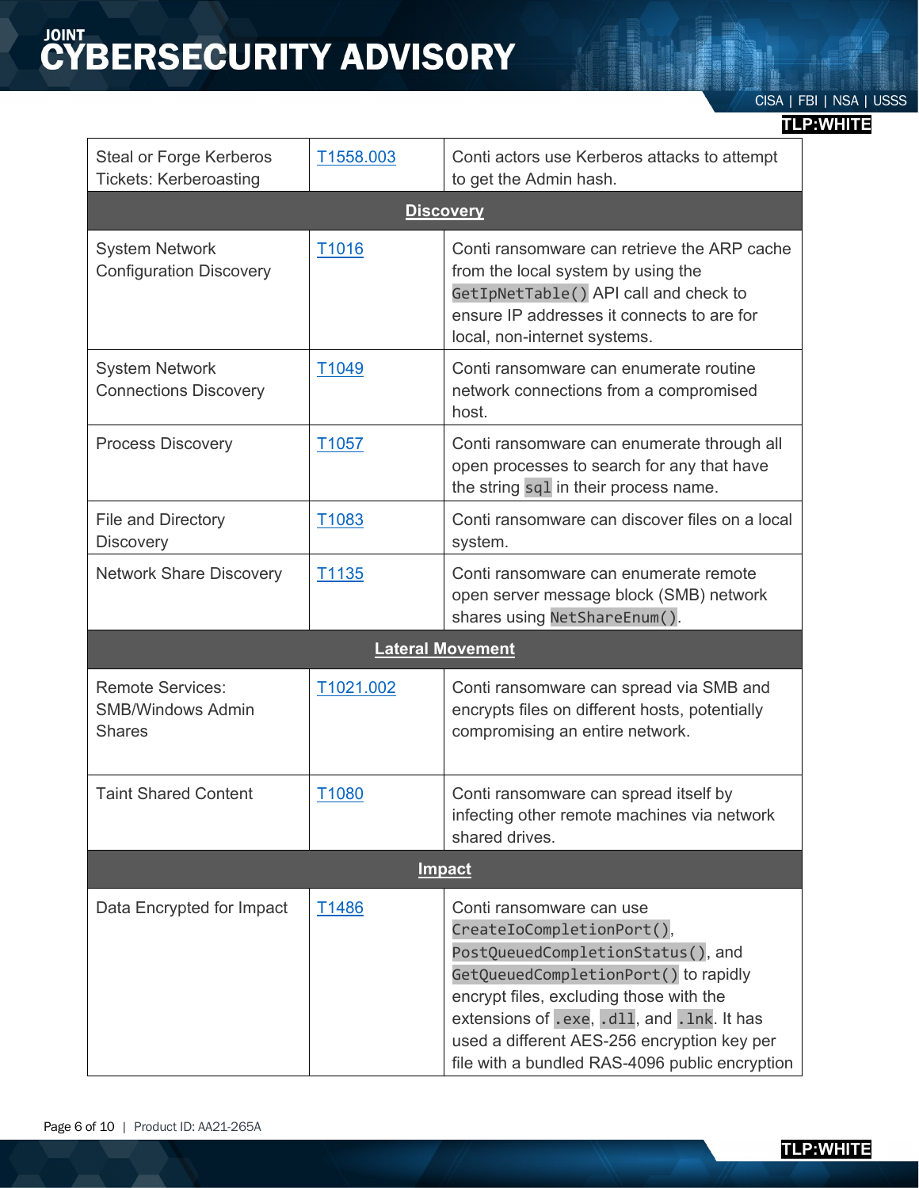| | | |
|---|---|---|
| Steal or Forge Kerberos Tickets: Kerberoasting | [T1558.003](https://attack.mitre.org/techniques/T1558/003/) | Conti actors use Kerberos attacks to attempt to get the Admin hash. |
| **Discovery** | | |
| System Network Configuration Discovery | [T1016](https://attack.mitre.org/techniques/T1016/) | Conti ransomware can retrieve the ARP cache from the local system by using the `GetIpNetTable()` API call and check to ensure IP addresses it connects to are for local, non-internet systems. |
| System Network Connections Discovery | [T1049](https://attack.mitre.org/techniques/T1049/) | Conti ransomware can enumerate routine network connections from a compromised host. |
| Process Discovery | [T1057](https://attack.mitre.org/techniques/T1057/) | Conti ransomware can enumerate through all open processes to search for any that have the string `sql` in their process name. |
| File and Directory Discovery | [T1083](https://attack.mitre.org/techniques/T1083/) | Conti ransomware can discover files on a local system. |
| Network Share Discovery | [T1135](https://attack.mitre.org/techniques/T1135/) | Conti ransomware can enumerate remote open server message block (SMB) network shares using `NetShareEnum()`. |
| **Lateral Movement** | | |
| Remote Services: SMB/Windows Admin Shares | [T1021.002](https://attack.mitre.org/techniques/T1021/002/) | Conti ransomware can spread via SMB and encrypts files on different hosts, potentially compromising an entire network. |
| Taint Shared Content | [T1080](https://attack.mitre.org/techniques/T1080/) | Conti ransomware can spread itself by infecting other remote machines via network shared drives. |
| **Impact** | | |
| Data Encrypted for Impact | [T1486](https://attack.mitre.org/techniques/T1486/) | Conti ransomware can use `CreateIoCompletionPort()`, `PostQueuedCompletionStatus()`, and `GetQueuedCompletionPort()` to rapidly encrypt files, excluding those with the extensions of `.exe`, `.dll`, and `.lnk`. It has used a different AES-256 encryption key per file with a bundled RAS-4096 public encryption |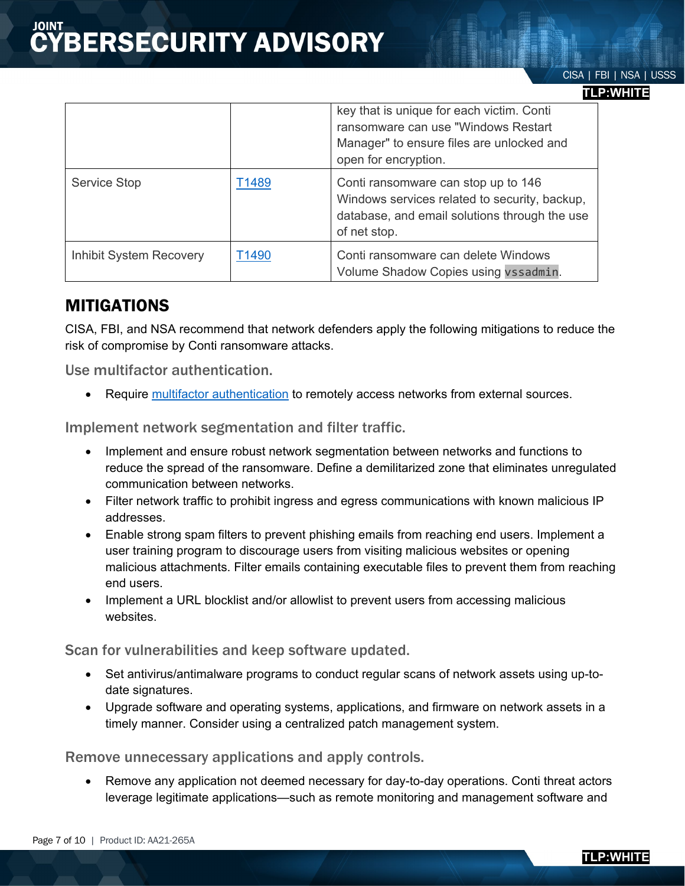| | | key that is unique for each victim. Conti ransomware can use "Windows Restart Manager" to ensure files are unlocked and open for encryption. |
|---|---|---|
| Service Stop | T1489 | Conti ransomware can stop up to 146 Windows services related to security, backup, database, and email solutions through the use of net stop. |
| Inhibit System Recovery | T1490 | Conti ransomware can delete Windows Volume Shadow Copies using `vssadmin`. |

## MITIGATIONS

CISA, FBI, and NSA recommend that network defenders apply the following mitigations to reduce the risk of compromise by Conti ransomware attacks.

### Use multifactor authentication.

- Require multifactor authentication to remotely access networks from external sources.

### Implement network segmentation and filter traffic.

- Implement and ensure robust network segmentation between networks and functions to reduce the spread of the ransomware. Define a demilitarized zone that eliminates unregulated communication between networks.
- Filter network traffic to prohibit ingress and egress communications with known malicious IP addresses.
- Enable strong spam filters to prevent phishing emails from reaching end users. Implement a user training program to discourage users from visiting malicious websites or opening malicious attachments. Filter emails containing executable files to prevent them from reaching end users.
- Implement a URL blocklist and/or allowlist to prevent users from accessing malicious websites.

### Scan for vulnerabilities and keep software updated.

- Set antivirus/antimalware programs to conduct regular scans of network assets using up-to-date signatures.
- Upgrade software and operating systems, applications, and firmware on network assets in a timely manner. Consider using a centralized patch management system.

### Remove unnecessary applications and apply controls.

- Remove any application not deemed necessary for day-to-day operations. Conti threat actors leverage legitimate applications—such as remote monitoring and management software and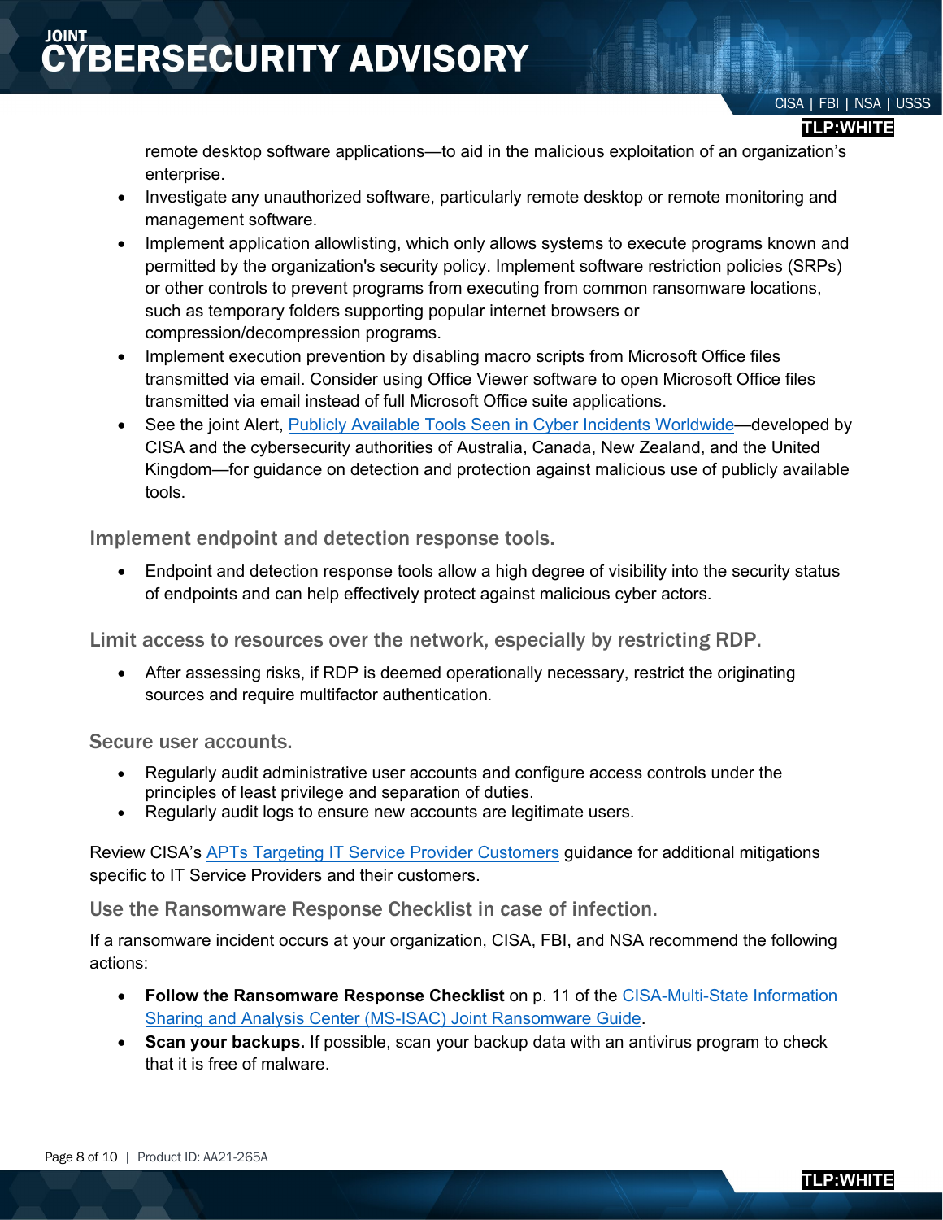remote desktop software applications—to aid in the malicious exploitation of an organization's enterprise.

- Investigate any unauthorized software, particularly remote desktop or remote monitoring and management software.
- Implement application allowlisting, which only allows systems to execute programs known and permitted by the organization's security policy. Implement software restriction policies (SRPs) or other controls to prevent programs from executing from common ransomware locations, such as temporary folders supporting popular internet browsers or compression/decompression programs.
- Implement execution prevention by disabling macro scripts from Microsoft Office files transmitted via email. Consider using Office Viewer software to open Microsoft Office files transmitted via email instead of full Microsoft Office suite applications.
- See the joint Alert, Publicly Available Tools Seen in Cyber Incidents Worldwide—developed by CISA and the cybersecurity authorities of Australia, Canada, New Zealand, and the United Kingdom—for guidance on detection and protection against malicious use of publicly available tools.

### Implement endpoint and detection response tools.

- Endpoint and detection response tools allow a high degree of visibility into the security status of endpoints and can help effectively protect against malicious cyber actors.

### Limit access to resources over the network, especially by restricting RDP.

- After assessing risks, if RDP is deemed operationally necessary, restrict the originating sources and require multifactor authentication.

### Secure user accounts.

- Regularly audit administrative user accounts and configure access controls under the principles of least privilege and separation of duties.
- Regularly audit logs to ensure new accounts are legitimate users.

Review CISA's APTs Targeting IT Service Provider Customers guidance for additional mitigations specific to IT Service Providers and their customers.

### Use the Ransomware Response Checklist in case of infection.

If a ransomware incident occurs at your organization, CISA, FBI, and NSA recommend the following actions:

- **Follow the Ransomware Response Checklist** on p. 11 of the CISA-Multi-State Information Sharing and Analysis Center (MS-ISAC) Joint Ransomware Guide.
- **Scan your backups.** If possible, scan your backup data with an antivirus program to check that it is free of malware.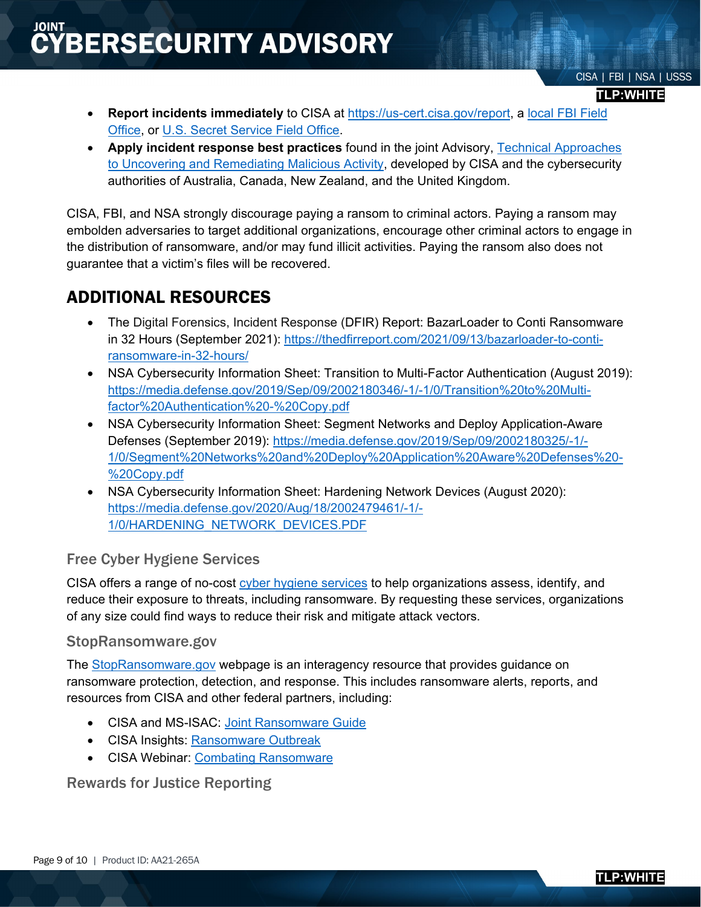- **Report incidents immediately** to CISA at https://us-cert.cisa.gov/report, a local FBI Field Office, or U.S. Secret Service Field Office.
- **Apply incident response best practices** found in the joint Advisory, Technical Approaches to Uncovering and Remediating Malicious Activity, developed by CISA and the cybersecurity authorities of Australia, Canada, New Zealand, and the United Kingdom.

CISA, FBI, and NSA strongly discourage paying a ransom to criminal actors. Paying a ransom may embolden adversaries to target additional organizations, encourage other criminal actors to engage in the distribution of ransomware, and/or may fund illicit activities. Paying the ransom also does not guarantee that a victim's files will be recovered.

## ADDITIONAL RESOURCES

- The Digital Forensics, Incident Response (DFIR) Report: BazarLoader to Conti Ransomware in 32 Hours (September 2021): https://thedfirreport.com/2021/09/13/bazarloader-to-conti-ransomware-in-32-hours/
- NSA Cybersecurity Information Sheet: Transition to Multi-Factor Authentication (August 2019): https://media.defense.gov/2019/Sep/09/2002180346/-1/-1/0/Transition%20to%20Multi-factor%20Authentication%20-%20Copy.pdf
- NSA Cybersecurity Information Sheet: Segment Networks and Deploy Application-Aware Defenses (September 2019): https://media.defense.gov/2019/Sep/09/2002180325/-1/-1/0/Segment%20Networks%20and%20Deploy%20Application%20Aware%20Defenses%20-%20Copy.pdf
- NSA Cybersecurity Information Sheet: Hardening Network Devices (August 2020): https://media.defense.gov/2020/Aug/18/2002479461/-1/-1/0/HARDENING_NETWORK_DEVICES.PDF

### Free Cyber Hygiene Services

CISA offers a range of no-cost cyber hygiene services to help organizations assess, identify, and reduce their exposure to threats, including ransomware. By requesting these services, organizations of any size could find ways to reduce their risk and mitigate attack vectors.

### StopRansomware.gov

The StopRansomware.gov webpage is an interagency resource that provides guidance on ransomware protection, detection, and response. This includes ransomware alerts, reports, and resources from CISA and other federal partners, including:

- CISA and MS-ISAC: Joint Ransomware Guide
- CISA Insights: Ransomware Outbreak
- CISA Webinar: Combating Ransomware

### Rewards for Justice Reporting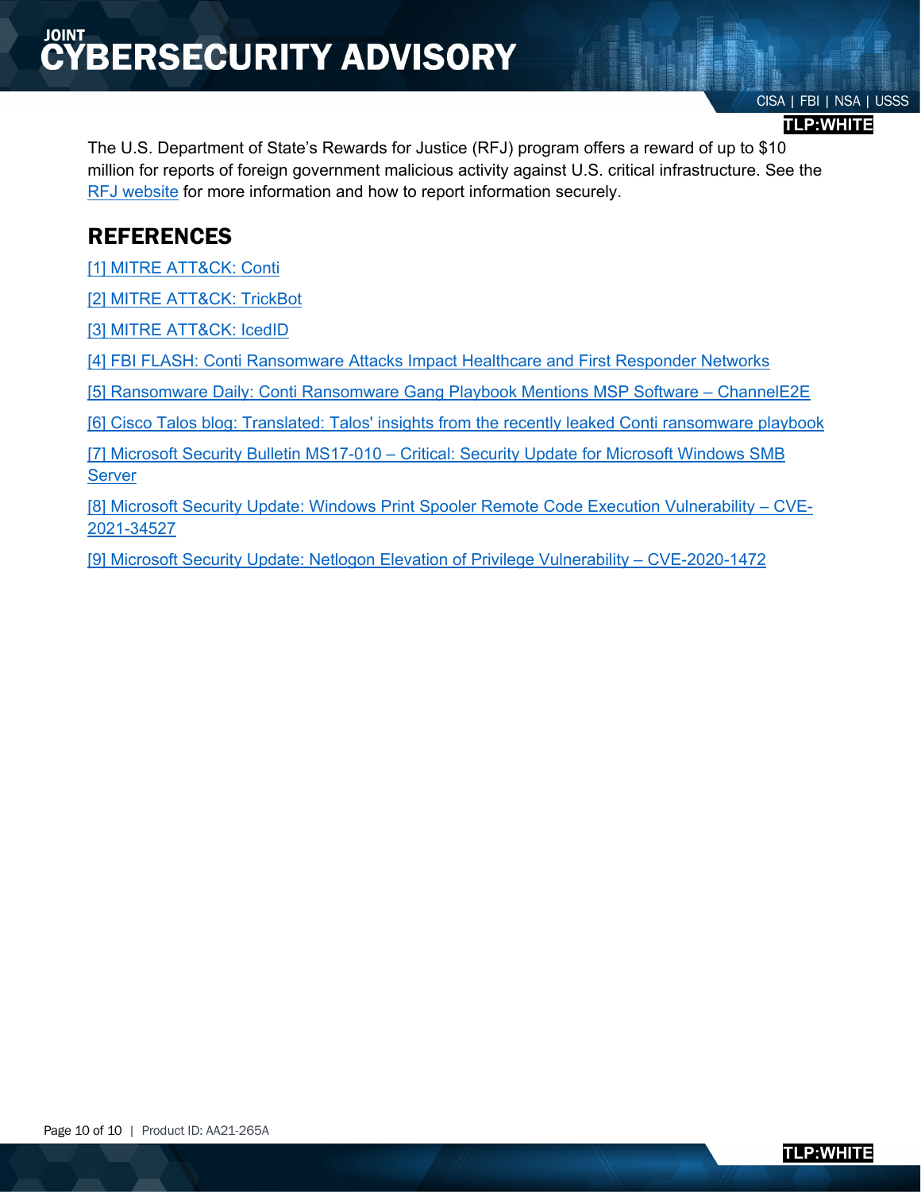The U.S. Department of State's Rewards for Justice (RFJ) program offers a reward of up to $10 million for reports of foreign government malicious activity against U.S. critical infrastructure. See the RFJ website for more information and how to report information securely.

## REFERENCES

[1] MITRE ATT&CK: Conti

[2] MITRE ATT&CK: TrickBot

[3] MITRE ATT&CK: IcedID

[4] FBI FLASH: Conti Ransomware Attacks Impact Healthcare and First Responder Networks

[5] Ransomware Daily: Conti Ransomware Gang Playbook Mentions MSP Software – ChannelE2E

[6] Cisco Talos blog: Translated: Talos' insights from the recently leaked Conti ransomware playbook

[7] Microsoft Security Bulletin MS17-010 – Critical: Security Update for Microsoft Windows SMB Server

[8] Microsoft Security Update: Windows Print Spooler Remote Code Execution Vulnerability – CVE-2021-34527

[9] Microsoft Security Update: Netlogon Elevation of Privilege Vulnerability – CVE-2020-1472